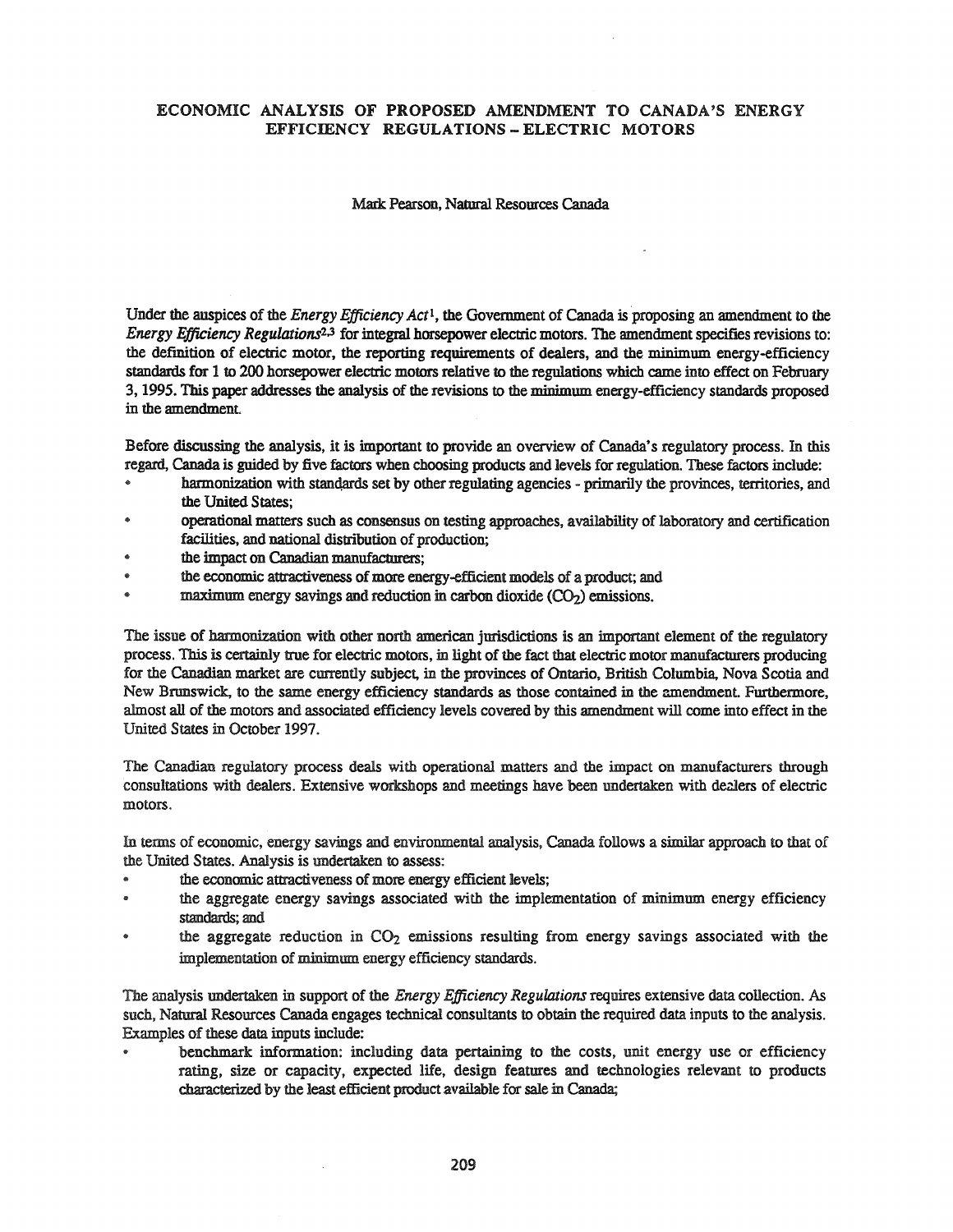# ECONOMIC ANALYSIS OF PROPOSED AMENDMENT TO CANADA'S ENERGY EFFICIENCY REGULATIONS – ELECTRIC MOTORS

Mark Pearson, Natural Resources Canada

Under the auspices of the *Energy Efficiency Act*[1], the Government of Canada is proposing an amendment to the *Energy Efficiency Regulations*[2,3] for integral horsepower electric motors. The amendment specifies revisions to: the definition of electric motor, the reporting requirements of dealers, and the minimum energy-efficiency standards for 1 to 200 horsepower electric motors relative to the regulations which came into effect on February 3, 1995. This paper addresses the analysis of the revisions to the minimum energy-efficiency standards proposed in the amendment.

Before discussing the analysis, it is important to provide an overview of Canada's regulatory process. In this regard, Canada is guided by five factors when choosing products and levels for regulation. These factors include:

- harmonization with standards set by other regulating agencies - primarily the provinces, territories, and the United States;
- operational matters such as consensus on testing approaches, availability of laboratory and certification facilities, and national distribution of production;
- the impact on Canadian manufacturers;
- the economic attractiveness of more energy-efficient models of a product; and
- maximum energy savings and reduction in carbon dioxide ($CO_2$) emissions.

The issue of harmonization with other north american jurisdictions is an important element of the regulatory process. This is certainly true for electric motors, in light of the fact that electric motor manufacturers producing for the Canadian market are currently subject, in the provinces of Ontario, British Columbia, Nova Scotia and New Brunswick, to the same energy efficiency standards as those contained in the amendment. Furthermore, almost all of the motors and associated efficiency levels covered by this amendment will come into effect in the United States in October 1997.

The Canadian regulatory process deals with operational matters and the impact on manufacturers through consultations with dealers. Extensive workshops and meetings have been undertaken with dealers of electric motors.

In terms of economic, energy savings and environmental analysis, Canada follows a similar approach to that of the United States. Analysis is undertaken to assess:

- the economic attractiveness of more energy efficient levels;
- the aggregate energy savings associated with the implementation of minimum energy efficiency standards; and
- the aggregate reduction in $CO_2$ emissions resulting from energy savings associated with the implementation of minimum energy efficiency standards.

The analysis undertaken in support of the *Energy Efficiency Regulations* requires extensive data collection. As such, Natural Resources Canada engages technical consultants to obtain the required data inputs to the analysis. Examples of these data inputs include:

- benchmark information: including data pertaining to the costs, unit energy use or efficiency rating, size or capacity, expected life, design features and technologies relevant to products characterized by the least efficient product available for sale in Canada;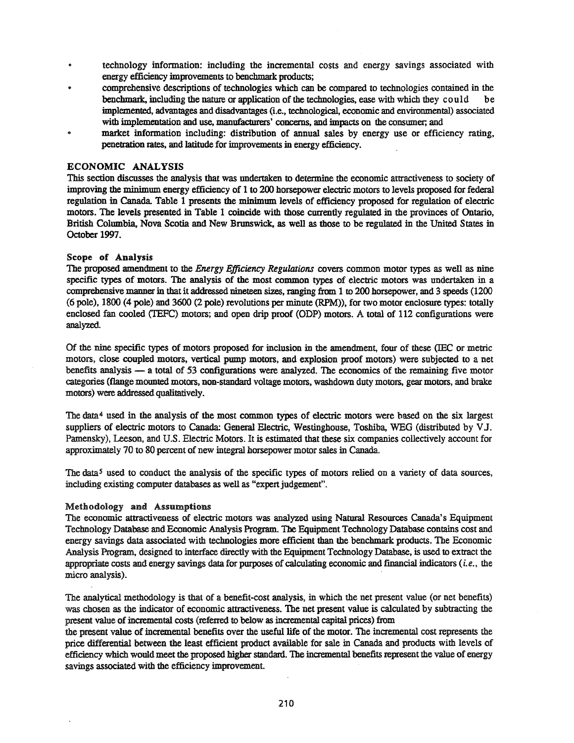- technology information: including the incremental costs and energy savings associated with energy efficiency improvements to benchmark products;
- comprehensive descriptions of technologies which can be compared to technologies contained in the benchmark, including the nature or application of the technologies, ease with which they could be implemented, advantages and disadvantages (i.e., technological, economic and environmental) associated with implementation and use, manufacturers' concerns, and impacts on the consumer; and
- market information including: distribution of annual sales by energy use or efficiency rating, penetration rates, and latitude for improvements in energy efficiency.

## ECONOMIC ANALYSIS

This section discusses the analysis that was undertaken to determine the economic attractiveness to society of improving the minimum energy efficiency of 1 to 200 horsepower electric motors to levels proposed for federal regulation in Canada. Table 1 presents the minimum levels of efficiency proposed for regulation of electric motors. The levels presented in Table 1 coincide with those currently regulated in the provinces of Ontario, British Columbia, Nova Scotia and New Brunswick, as well as those to be regulated in the United States in October 1997.

### Scope of Analysis

The proposed amendment to the *Energy Efficiency Regulations* covers common motor types as well as nine specific types of motors. The analysis of the most common types of electric motors was undertaken in a comprehensive manner in that it addressed nineteen sizes, ranging from 1 to 200 horsepower, and 3 speeds (1200 (6 pole), 1800 (4 pole) and 3600 (2 pole) revolutions per minute (RPM)), for two motor enclosure types: totally enclosed fan cooled (TEFC) motors; and open drip proof (ODP) motors. A total of 112 configurations were analyzed.

Of the nine specific types of motors proposed for inclusion in the amendment, four of these (IEC or metric motors, close coupled motors, vertical pump motors, and explosion proof motors) were subjected to a net benefits analysis — a total of 53 configurations were analyzed. The economics of the remaining five motor categories (flange mounted motors, non-standard voltage motors, washdown duty motors, gear motors, and brake motors) were addressed qualitatively.

The data[4] used in the analysis of the most common types of electric motors were based on the six largest suppliers of electric motors to Canada: General Electric, Westinghouse, Toshiba, WEG (distributed by V.J. Pamensky), Leeson, and U.S. Electric Motors. It is estimated that these six companies collectively account for approximately 70 to 80 percent of new integral horsepower motor sales in Canada.

The data[5] used to conduct the analysis of the specific types of motors relied on a variety of data sources, including existing computer databases as well as "expert judgement".

### Methodology and Assumptions

The economic attractiveness of electric motors was analyzed using Natural Resources Canada's Equipment Technology Database and Economic Analysis Program. The Equipment Technology Database contains cost and energy savings data associated with technologies more efficient than the benchmark products. The Economic Analysis Program, designed to interface directly with the Equipment Technology Database, is used to extract the appropriate costs and energy savings data for purposes of calculating economic and financial indicators (*i.e.*, the micro analysis).

The analytical methodology is that of a benefit-cost analysis, in which the net present value (or net benefits) was chosen as the indicator of economic attractiveness. The net present value is calculated by subtracting the present value of incremental costs (referred to below as incremental capital prices) from the present value of incremental benefits over the useful life of the motor. The incremental cost represents the price differential between the least efficient product available for sale in Canada and products with levels of efficiency which would meet the proposed higher standard. The incremental benefits represent the value of energy savings associated with the efficiency improvement.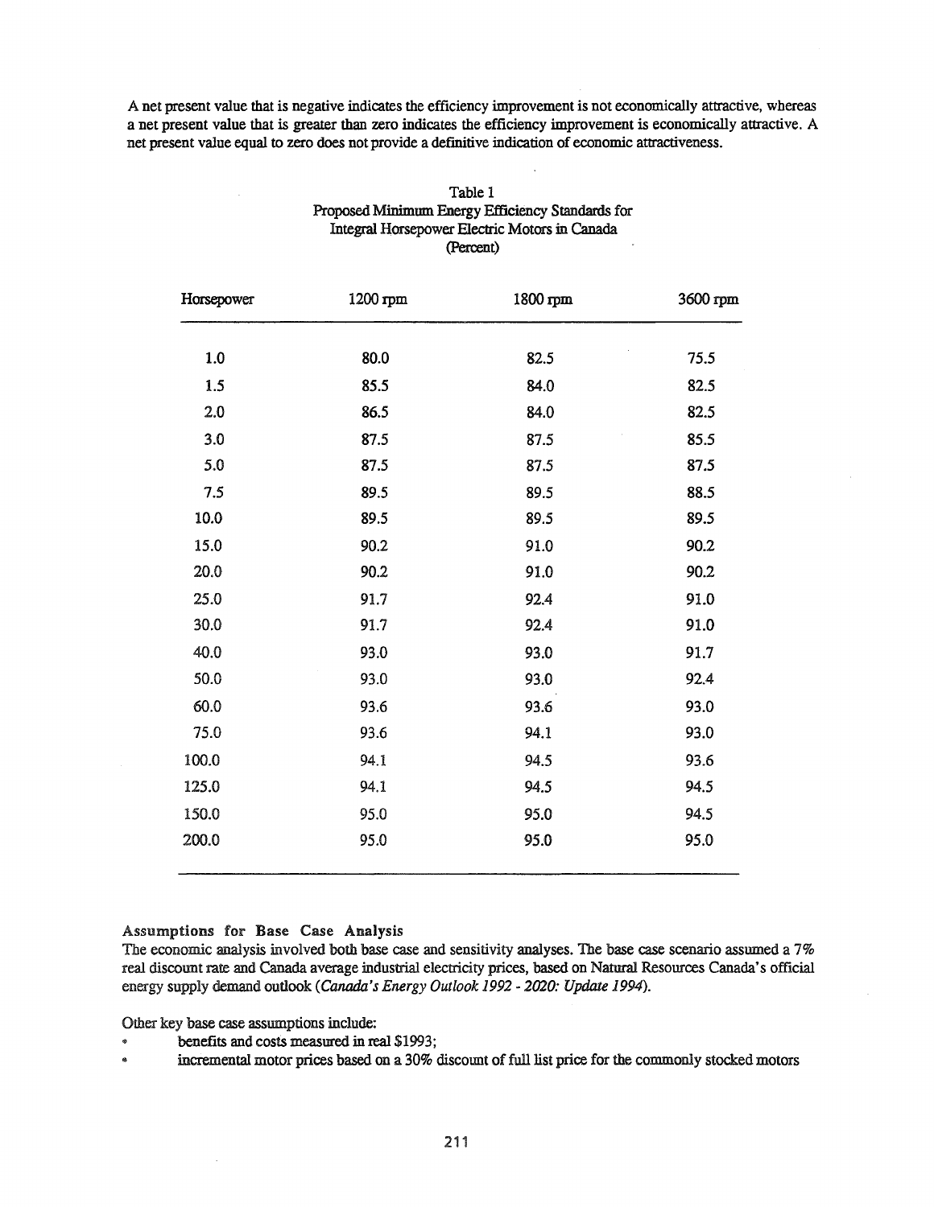A net present value that is negative indicates the efficiency improvement is not economically attractive, whereas a net present value that is greater than zero indicates the efficiency improvement is economically attractive. A net present value equal to zero does not provide a definitive indication of economic attractiveness.

Table 1
Proposed Minimum Energy Efficiency Standards for Integral Horsepower Electric Motors in Canada
(Percent)

| Horsepower | 1200 rpm | 1800 rpm | 3600 rpm |
|---|---|---|---|
| 1.0 | 80.0 | 82.5 | 75.5 |
| 1.5 | 85.5 | 84.0 | 82.5 |
| 2.0 | 86.5 | 84.0 | 82.5 |
| 3.0 | 87.5 | 87.5 | 85.5 |
| 5.0 | 87.5 | 87.5 | 87.5 |
| 7.5 | 89.5 | 89.5 | 88.5 |
| 10.0 | 89.5 | 89.5 | 89.5 |
| 15.0 | 90.2 | 91.0 | 90.2 |
| 20.0 | 90.2 | 91.0 | 90.2 |
| 25.0 | 91.7 | 92.4 | 91.0 |
| 30.0 | 91.7 | 92.4 | 91.0 |
| 40.0 | 93.0 | 93.0 | 91.7 |
| 50.0 | 93.0 | 93.0 | 92.4 |
| 60.0 | 93.6 | 93.6 | 93.0 |
| 75.0 | 93.6 | 94.1 | 93.0 |
| 100.0 | 94.1 | 94.5 | 93.6 |
| 125.0 | 94.1 | 94.5 | 94.5 |
| 150.0 | 95.0 | 95.0 | 94.5 |
| 200.0 | 95.0 | 95.0 | 95.0 |

### Assumptions for Base Case Analysis

The economic analysis involved both base case and sensitivity analyses. The base case scenario assumed a 7% real discount rate and Canada average industrial electricity prices, based on Natural Resources Canada's official energy supply demand outlook (*Canada's Energy Outlook 1992 - 2020: Update 1994*).

Other key base case assumptions include:

- benefits and costs measured in real $1993;
- incremental motor prices based on a 30% discount of full list price for the commonly stocked motors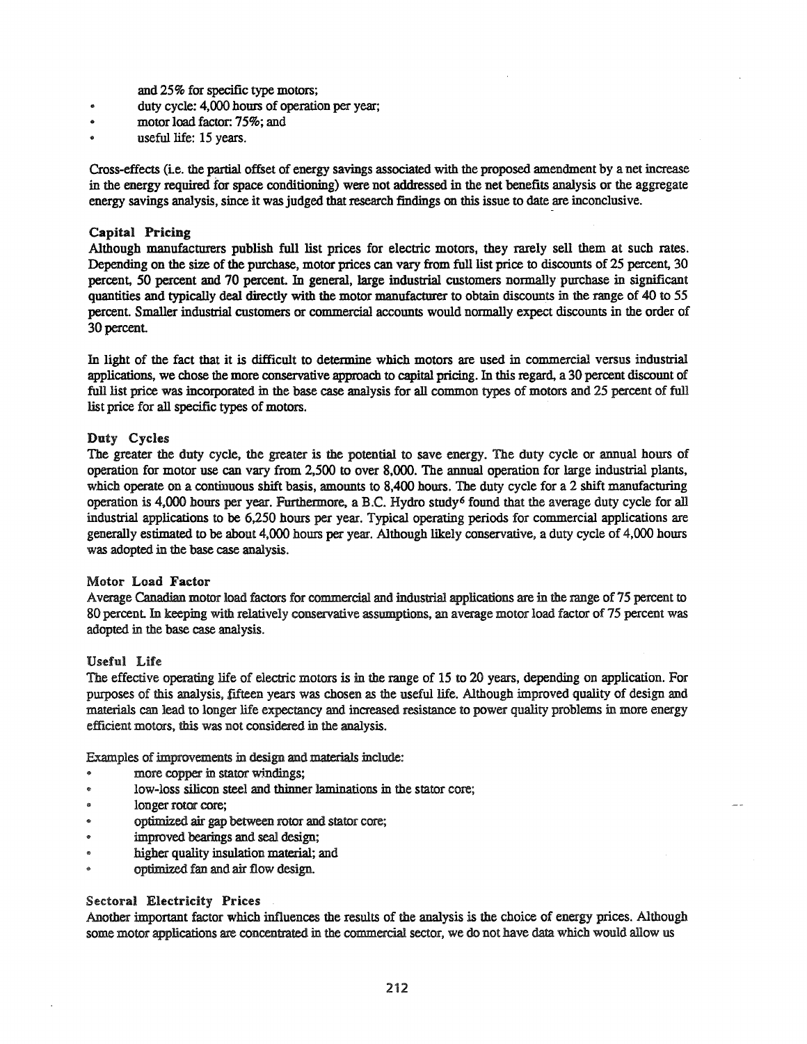and 25% for specific type motors;

- duty cycle: 4,000 hours of operation per year;
- motor load factor: 75%; and
- useful life: 15 years.

Cross-effects (i.e. the partial offset of energy savings associated with the proposed amendment by a net increase in the energy required for space conditioning) were not addressed in the net benefits analysis or the aggregate energy savings analysis, since it was judged that research findings on this issue to date are inconclusive.

### Capital Pricing

Although manufacturers publish full list prices for electric motors, they rarely sell them at such rates. Depending on the size of the purchase, motor prices can vary from full list price to discounts of 25 percent, 30 percent, 50 percent and 70 percent. In general, large industrial customers normally purchase in significant quantities and typically deal directly with the motor manufacturer to obtain discounts in the range of 40 to 55 percent. Smaller industrial customers or commercial accounts would normally expect discounts in the order of 30 percent.

In light of the fact that it is difficult to determine which motors are used in commercial versus industrial applications, we chose the more conservative approach to capital pricing. In this regard, a 30 percent discount of full list price was incorporated in the base case analysis for all common types of motors and 25 percent of full list price for all specific types of motors.

### Duty Cycles

The greater the duty cycle, the greater is the potential to save energy. The duty cycle or annual hours of operation for motor use can vary from 2,500 to over 8,000. The annual operation for large industrial plants, which operate on a continuous shift basis, amounts to 8,400 hours. The duty cycle for a 2 shift manufacturing operation is 4,000 hours per year. Furthermore, a B.C. Hydro study[6] found that the average duty cycle for all industrial applications to be 6,250 hours per year. Typical operating periods for commercial applications are generally estimated to be about 4,000 hours per year. Although likely conservative, a duty cycle of 4,000 hours was adopted in the base case analysis.

### Motor Load Factor

Average Canadian motor load factors for commercial and industrial applications are in the range of 75 percent to 80 percent. In keeping with relatively conservative assumptions, an average motor load factor of 75 percent was adopted in the base case analysis.

### Useful Life

The effective operating life of electric motors is in the range of 15 to 20 years, depending on application. For purposes of this analysis, fifteen years was chosen as the useful life. Although improved quality of design and materials can lead to longer life expectancy and increased resistance to power quality problems in more energy efficient motors, this was not considered in the analysis.

Examples of improvements in design and materials include:

- more copper in stator windings;
- low-loss silicon steel and thinner laminations in the stator core;
- longer rotor core;
- optimized air gap between rotor and stator core;
- improved bearings and seal design;
- higher quality insulation material; and
- optimized fan and air flow design.

### Sectoral Electricity Prices

Another important factor which influences the results of the analysis is the choice of energy prices. Although some motor applications are concentrated in the commercial sector, we do not have data which would allow us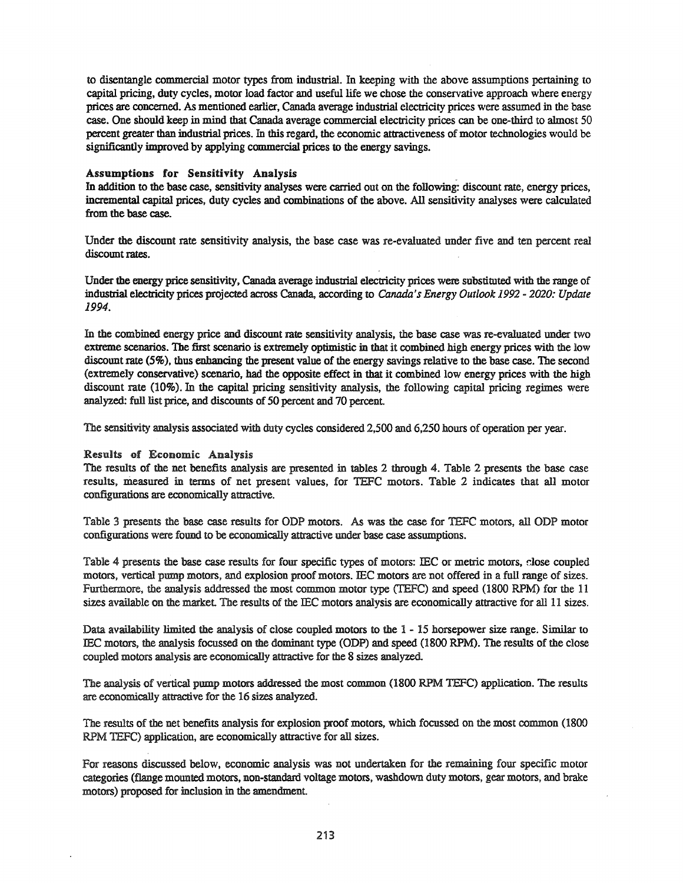to disentangle commercial motor types from industrial. In keeping with the above assumptions pertaining to capital pricing, duty cycles, motor load factor and useful life we chose the conservative approach where energy prices are concerned. As mentioned earlier, Canada average industrial electricity prices were assumed in the base case. One should keep in mind that Canada average commercial electricity prices can be one-third to almost 50 percent greater than industrial prices. In this regard, the economic attractiveness of motor technologies would be significantly improved by applying commercial prices to the energy savings.

### Assumptions for Sensitivity Analysis

In addition to the base case, sensitivity analyses were carried out on the following: discount rate, energy prices, incremental capital prices, duty cycles and combinations of the above. All sensitivity analyses were calculated from the base case.

Under the discount rate sensitivity analysis, the base case was re-evaluated under five and ten percent real discount rates.

Under the energy price sensitivity, Canada average industrial electricity prices were substituted with the range of industrial electricity prices projected across Canada, according to *Canada's Energy Outlook 1992 - 2020: Update 1994*.

In the combined energy price and discount rate sensitivity analysis, the base case was re-evaluated under two extreme scenarios. The first scenario is extremely optimistic in that it combined high energy prices with the low discount rate (5%), thus enhancing the present value of the energy savings relative to the base case. The second (extremely conservative) scenario, had the opposite effect in that it combined low energy prices with the high discount rate (10%). In the capital pricing sensitivity analysis, the following capital pricing regimes were analyzed: full list price, and discounts of 50 percent and 70 percent.

The sensitivity analysis associated with duty cycles considered 2,500 and 6,250 hours of operation per year.

### Results of Economic Analysis

The results of the net benefits analysis are presented in tables 2 through 4. Table 2 presents the base case results, measured in terms of net present values, for TEFC motors. Table 2 indicates that all motor configurations are economically attractive.

Table 3 presents the base case results for ODP motors. As was the case for TEFC motors, all ODP motor configurations were found to be economically attractive under base case assumptions.

Table 4 presents the base case results for four specific types of motors: IEC or metric motors, close coupled motors, vertical pump motors, and explosion proof motors. IEC motors are not offered in a full range of sizes. Furthermore, the analysis addressed the most common motor type (TEFC) and speed (1800 RPM) for the 11 sizes available on the market. The results of the IEC motors analysis are economically attractive for all 11 sizes.

Data availability limited the analysis of close coupled motors to the 1 - 15 horsepower size range. Similar to IEC motors, the analysis focussed on the dominant type (ODP) and speed (1800 RPM). The results of the close coupled motors analysis are economically attractive for the 8 sizes analyzed.

The analysis of vertical pump motors addressed the most common (1800 RPM TEFC) application. The results are economically attractive for the 16 sizes analyzed.

The results of the net benefits analysis for explosion proof motors, which focussed on the most common (1800 RPM TEFC) application, are economically attractive for all sizes.

For reasons discussed below, economic analysis was not undertaken for the remaining four specific motor categories (flange mounted motors, non-standard voltage motors, washdown duty motors, gear motors, and brake motors) proposed for inclusion in the amendment.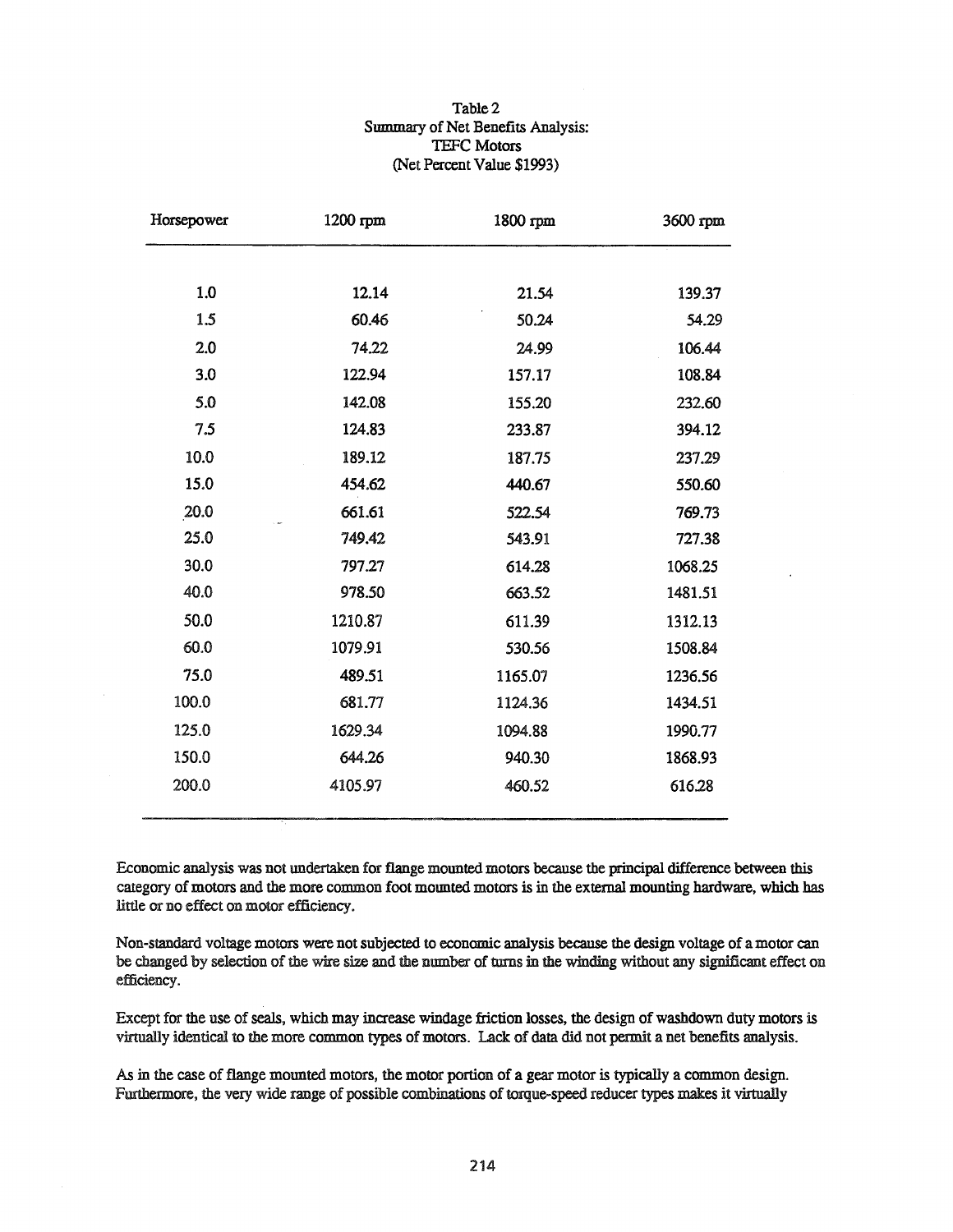Table 2
Summary of Net Benefits Analysis:
TEFC Motors
(Net Percent Value $1993)

| Horsepower | 1200 rpm | 1800 rpm | 3600 rpm |
|---|---|---|---|
| 1.0 | 12.14 | 21.54 | 139.37 |
| 1.5 | 60.46 | 50.24 | 54.29 |
| 2.0 | 74.22 | 24.99 | 106.44 |
| 3.0 | 122.94 | 157.17 | 108.84 |
| 5.0 | 142.08 | 155.20 | 232.60 |
| 7.5 | 124.83 | 233.87 | 394.12 |
| 10.0 | 189.12 | 187.75 | 237.29 |
| 15.0 | 454.62 | 440.67 | 550.60 |
| 20.0 | 661.61 | 522.54 | 769.73 |
| 25.0 | 749.42 | 543.91 | 727.38 |
| 30.0 | 797.27 | 614.28 | 1068.25 |
| 40.0 | 978.50 | 663.52 | 1481.51 |
| 50.0 | 1210.87 | 611.39 | 1312.13 |
| 60.0 | 1079.91 | 530.56 | 1508.84 |
| 75.0 | 489.51 | 1165.07 | 1236.56 |
| 100.0 | 681.77 | 1124.36 | 1434.51 |
| 125.0 | 1629.34 | 1094.88 | 1990.77 |
| 150.0 | 644.26 | 940.30 | 1868.93 |
| 200.0 | 4105.97 | 460.52 | 616.28 |

Economic analysis was not undertaken for flange mounted motors because the principal difference between this category of motors and the more common foot mounted motors is in the external mounting hardware, which has little or no effect on motor efficiency.

Non-standard voltage motors were not subjected to economic analysis because the design voltage of a motor can be changed by selection of the wire size and the number of turns in the winding without any significant effect on efficiency.

Except for the use of seals, which may increase windage friction losses, the design of washdown duty motors is virtually identical to the more common types of motors. Lack of data did not permit a net benefits analysis.

As in the case of flange mounted motors, the motor portion of a gear motor is typically a common design. Furthermore, the very wide range of possible combinations of torque-speed reducer types makes it virtually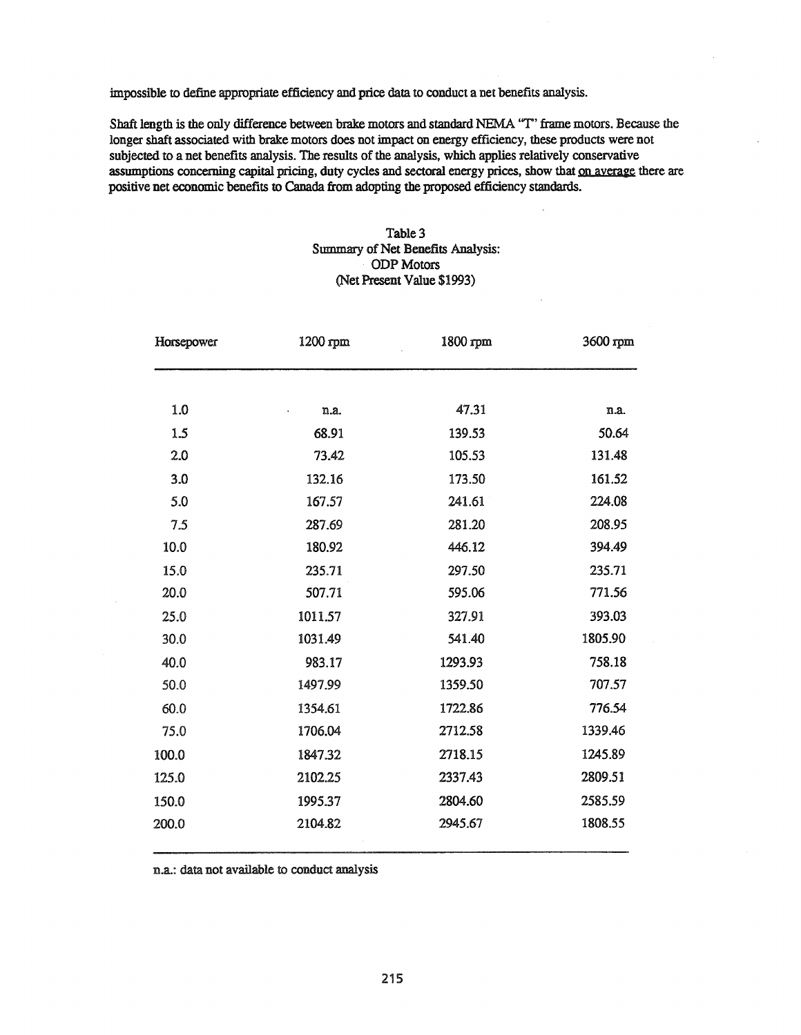impossible to define appropriate efficiency and price data to conduct a net benefits analysis.

Shaft length is the only difference between brake motors and standard NEMA "T" frame motors. Because the longer shaft associated with brake motors does not impact on energy efficiency, these products were not subjected to a net benefits analysis. The results of the analysis, which applies relatively conservative assumptions concerning capital pricing, duty cycles and sectoral energy prices, show that <u>on average</u> there are positive net economic benefits to Canada from adopting the proposed efficiency standards.

Table 3
Summary of Net Benefits Analysis:
ODP Motors
(Net Present Value $1993)

| Horsepower | 1200 rpm | 1800 rpm | 3600 rpm |
|---|---|---|---|
| 1.0 | n.a. | 47.31 | n.a. |
| 1.5 | 68.91 | 139.53 | 50.64 |
| 2.0 | 73.42 | 105.53 | 131.48 |
| 3.0 | 132.16 | 173.50 | 161.52 |
| 5.0 | 167.57 | 241.61 | 224.08 |
| 7.5 | 287.69 | 281.20 | 208.95 |
| 10.0 | 180.92 | 446.12 | 394.49 |
| 15.0 | 235.71 | 297.50 | 235.71 |
| 20.0 | 507.71 | 595.06 | 771.56 |
| 25.0 | 1011.57 | 327.91 | 393.03 |
| 30.0 | 1031.49 | 541.40 | 1805.90 |
| 40.0 | 983.17 | 1293.93 | 758.18 |
| 50.0 | 1497.99 | 1359.50 | 707.57 |
| 60.0 | 1354.61 | 1722.86 | 776.54 |
| 75.0 | 1706.04 | 2712.58 | 1339.46 |
| 100.0 | 1847.32 | 2718.15 | 1245.89 |
| 125.0 | 2102.25 | 2337.43 | 2809.51 |
| 150.0 | 1995.37 | 2804.60 | 2585.59 |
| 200.0 | 2104.82 | 2945.67 | 1808.55 |

n.a.: data not available to conduct analysis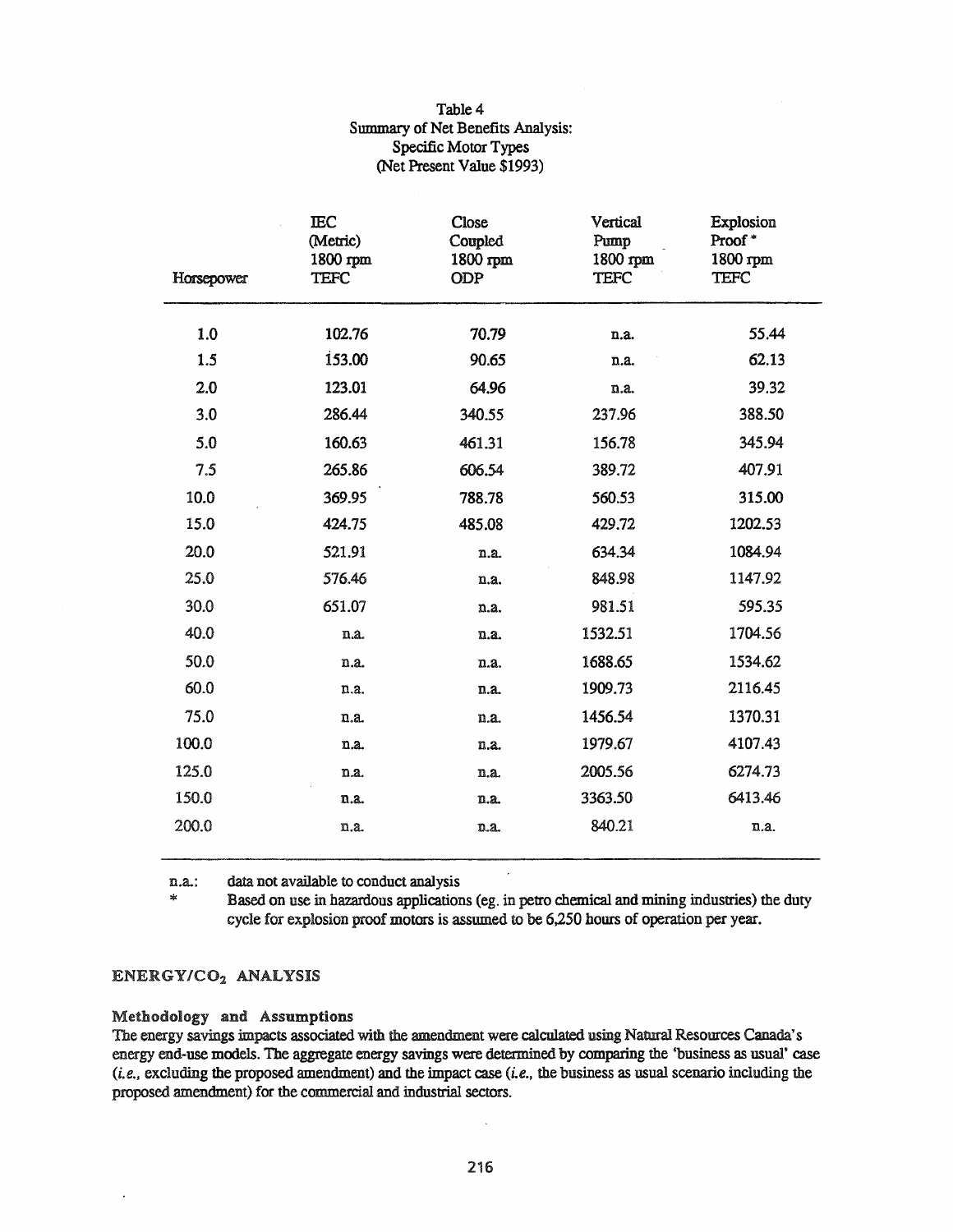Table 4
Summary of Net Benefits Analysis:
Specific Motor Types
(Net Present Value $1993)

| Horsepower | IEC (Metric) 1800 rpm TEFC | Close Coupled 1800 rpm ODP | Vertical Pump 1800 rpm TEFC | Explosion Proof * 1800 rpm TEFC |
|---|---|---|---|---|
| 1.0 | 102.76 | 70.79 | n.a. | 55.44 |
| 1.5 | 153.00 | 90.65 | n.a. | 62.13 |
| 2.0 | 123.01 | 64.96 | n.a. | 39.32 |
| 3.0 | 286.44 | 340.55 | 237.96 | 388.50 |
| 5.0 | 160.63 | 461.31 | 156.78 | 345.94 |
| 7.5 | 265.86 | 606.54 | 389.72 | 407.91 |
| 10.0 | 369.95 | 788.78 | 560.53 | 315.00 |
| 15.0 | 424.75 | 485.08 | 429.72 | 1202.53 |
| 20.0 | 521.91 | n.a. | 634.34 | 1084.94 |
| 25.0 | 576.46 | n.a. | 848.98 | 1147.92 |
| 30.0 | 651.07 | n.a. | 981.51 | 595.35 |
| 40.0 | n.a. | n.a. | 1532.51 | 1704.56 |
| 50.0 | n.a. | n.a. | 1688.65 | 1534.62 |
| 60.0 | n.a. | n.a. | 1909.73 | 2116.45 |
| 75.0 | n.a. | n.a. | 1456.54 | 1370.31 |
| 100.0 | n.a. | n.a. | 1979.67 | 4107.43 |
| 125.0 | n.a. | n.a. | 2005.56 | 6274.73 |
| 150.0 | n.a. | n.a. | 3363.50 | 6413.46 |
| 200.0 | n.a. | n.a. | 840.21 | n.a. |

n.a.: data not available to conduct analysis

\* Based on use in hazardous applications (eg. in petro chemical and mining industries) the duty cycle for explosion proof motors is assumed to be 6,250 hours of operation per year.

## ENERGY/$CO_2$ ANALYSIS

### Methodology and Assumptions

The energy savings impacts associated with the amendment were calculated using Natural Resources Canada's energy end-use models. The aggregate energy savings were determined by comparing the 'business as usual' case (*i.e.*, excluding the proposed amendment) and the impact case (*i.e.*, the business as usual scenario including the proposed amendment) for the commercial and industrial sectors.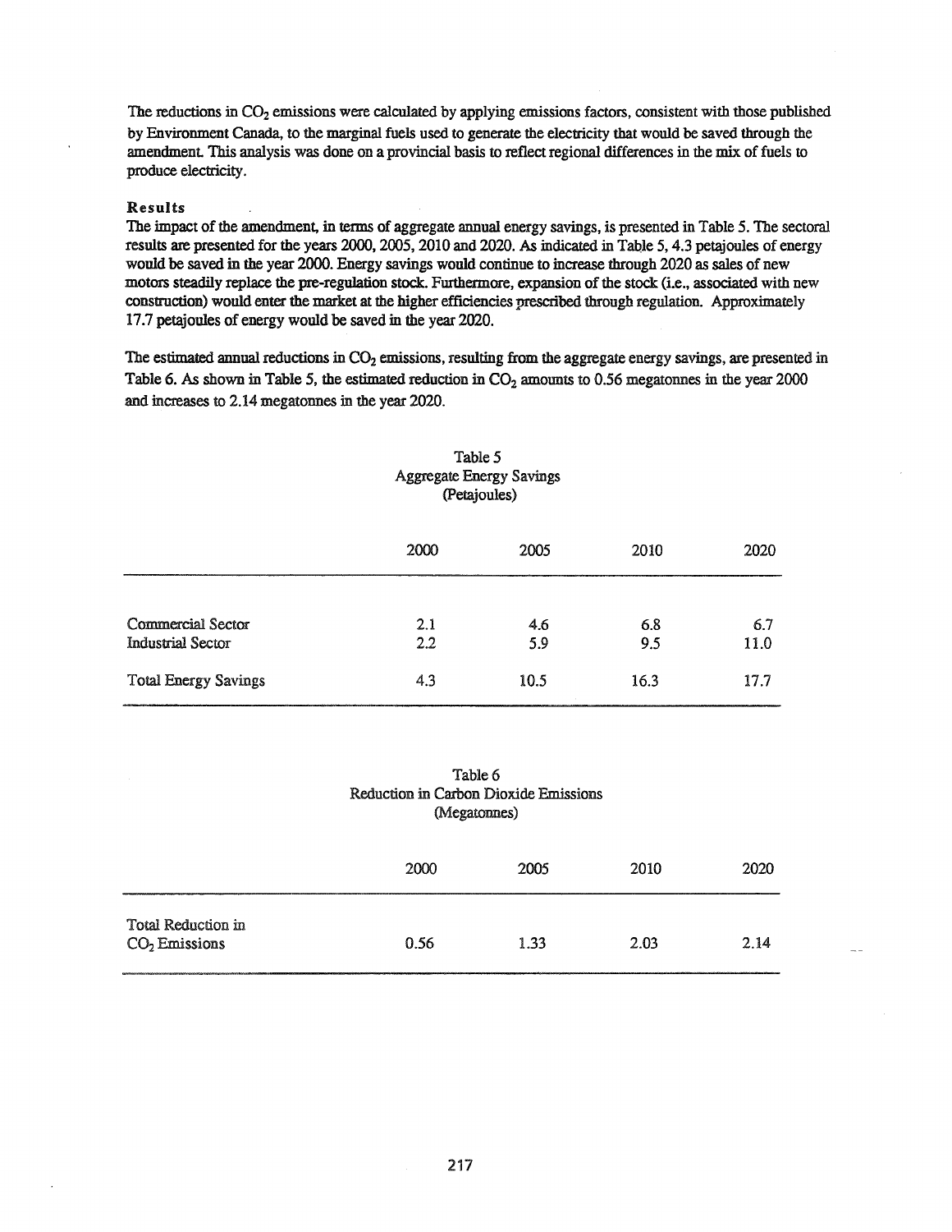The reductions in $CO_2$ emissions were calculated by applying emissions factors, consistent with those published by Environment Canada, to the marginal fuels used to generate the electricity that would be saved through the amendment. This analysis was done on a provincial basis to reflect regional differences in the mix of fuels to produce electricity.

**Results**

The impact of the amendment, in terms of aggregate annual energy savings, is presented in Table 5. The sectoral results are presented for the years 2000, 2005, 2010 and 2020. As indicated in Table 5, 4.3 petajoules of energy would be saved in the year 2000. Energy savings would continue to increase through 2020 as sales of new motors steadily replace the pre-regulation stock. Furthermore, expansion of the stock (i.e., associated with new construction) would enter the market at the higher efficiencies prescribed through regulation. Approximately 17.7 petajoules of energy would be saved in the year 2020.

The estimated annual reductions in $CO_2$ emissions, resulting from the aggregate energy savings, are presented in Table 6. As shown in Table 5, the estimated reduction in $CO_2$ amounts to 0.56 megatonnes in the year 2000 and increases to 2.14 megatonnes in the year 2020.

Table 5
Aggregate Energy Savings
(Petajoules)

| | 2000 | 2005 | 2010 | 2020 |
|---|---|---|---|---|
| Commercial Sector | 2.1 | 4.6 | 6.8 | 6.7 |
| Industrial Sector | 2.2 | 5.9 | 9.5 | 11.0 |
| Total Energy Savings | 4.3 | 10.5 | 16.3 | 17.7 |

Table 6
Reduction in Carbon Dioxide Emissions
(Megatonnes)

| | 2000 | 2005 | 2010 | 2020 |
|---|---|---|---|---|
| Total Reduction in $CO_2$ Emissions | 0.56 | 1.33 | 2.03 | 2.14 |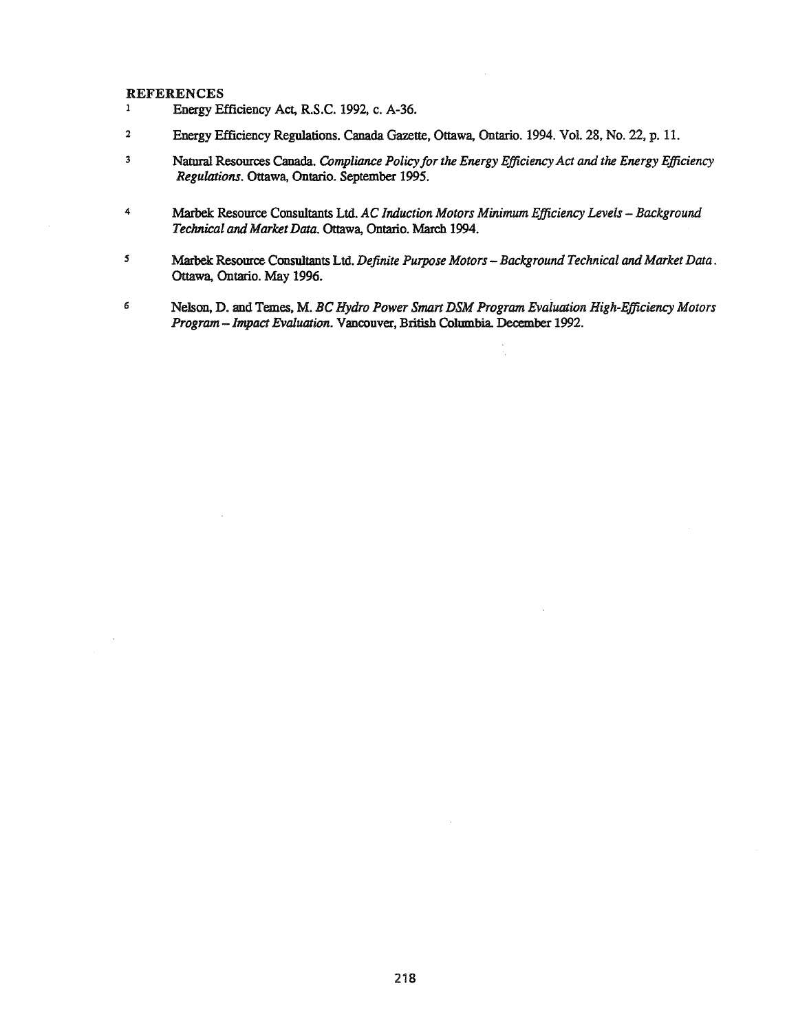## REFERENCES

1. Energy Efficiency Act, R.S.C. 1992, c. A-36.
2. Energy Efficiency Regulations. Canada Gazette, Ottawa, Ontario. 1994. Vol. 28, No. 22, p. 11.
3. Natural Resources Canada. *Compliance Policy for the Energy Efficiency Act and the Energy Efficiency Regulations*. Ottawa, Ontario. September 1995.
4. Marbek Resource Consultants Ltd. *AC Induction Motors Minimum Efficiency Levels – Background Technical and Market Data*. Ottawa, Ontario. March 1994.
5. Marbek Resource Consultants Ltd. *Definite Purpose Motors – Background Technical and Market Data*. Ottawa, Ontario. May 1996.
6. Nelson, D. and Temes, M. *BC Hydro Power Smart DSM Program Evaluation High-Efficiency Motors Program – Impact Evaluation*. Vancouver, British Columbia. December 1992.